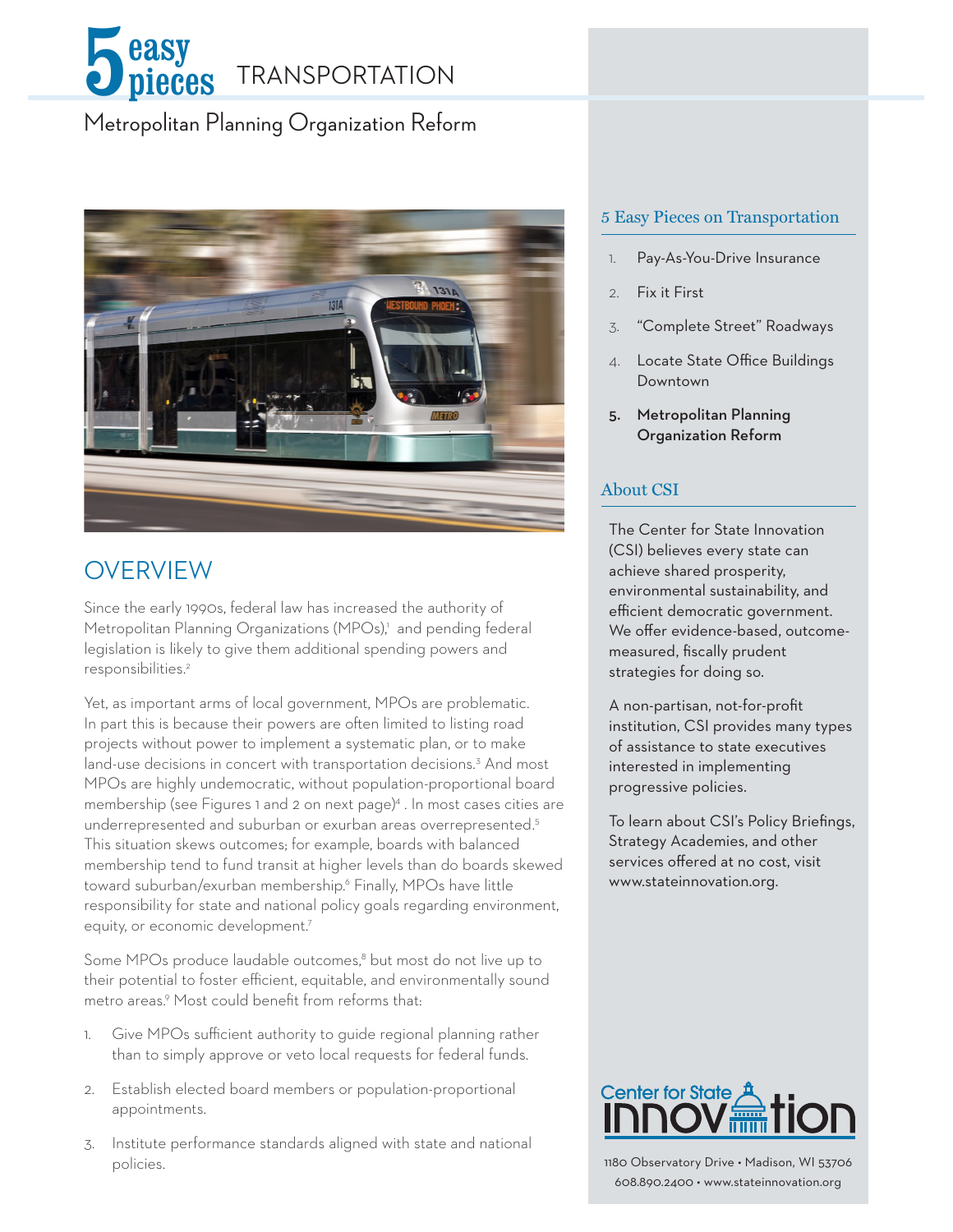# 5 easy pieces TRANSPORTATION

## Metropolitan Planning Organization Reform

## OVERVIEW

Since the early 1990s, federal law has increased the authority of Metropolitan Planning Organizations (MPOs),[1] and pending federal legislation is likely to give them additional spending powers and responsibilities.[2]

Yet, as important arms of local government, MPOs are problematic. In part this is because their powers are often limited to listing road projects without power to implement a systematic plan, or to make land-use decisions in concert with transportation decisions.[3] And most MPOs are highly undemocratic, without population-proportional board membership (see Figures 1 and 2 on next page)[4] . In most cases cities are underrepresented and suburban or exurban areas overrepresented.[5] This situation skews outcomes; for example, boards with balanced membership tend to fund transit at higher levels than do boards skewed toward suburban/exurban membership.[6] Finally, MPOs have little responsibility for state and national policy goals regarding environment, equity, or economic development.[7]

Some MPOs produce laudable outcomes,[8] but most do not live up to their potential to foster efficient, equitable, and environmentally sound metro areas.[9] Most could benefit from reforms that:

1. Give MPOs sufficient authority to guide regional planning rather than to simply approve or veto local requests for federal funds.
2. Establish elected board members or population-proportional appointments.
3. Institute performance standards aligned with state and national policies.

### 5 Easy Pieces on Transportation

1. Pay-As-You-Drive Insurance
2. Fix it First
3. "Complete Street" Roadways
4. Locate State Office Buildings Downtown
5. **Metropolitan Planning Organization Reform**

### About CSI

The Center for State Innovation (CSI) believes every state can achieve shared prosperity, environmental sustainability, and efficient democratic government. We offer evidence-based, outcome-measured, fiscally prudent strategies for doing so.

A non-partisan, not-for-profit institution, CSI provides many types of assistance to state executives interested in implementing progressive policies.

To learn about CSI's Policy Briefings, Strategy Academies, and other services offered at no cost, visit www.stateinnovation.org.

Center for State Innovation

1180 Observatory Drive • Madison, WI 53706
608.890.2400 • www.stateinnovation.org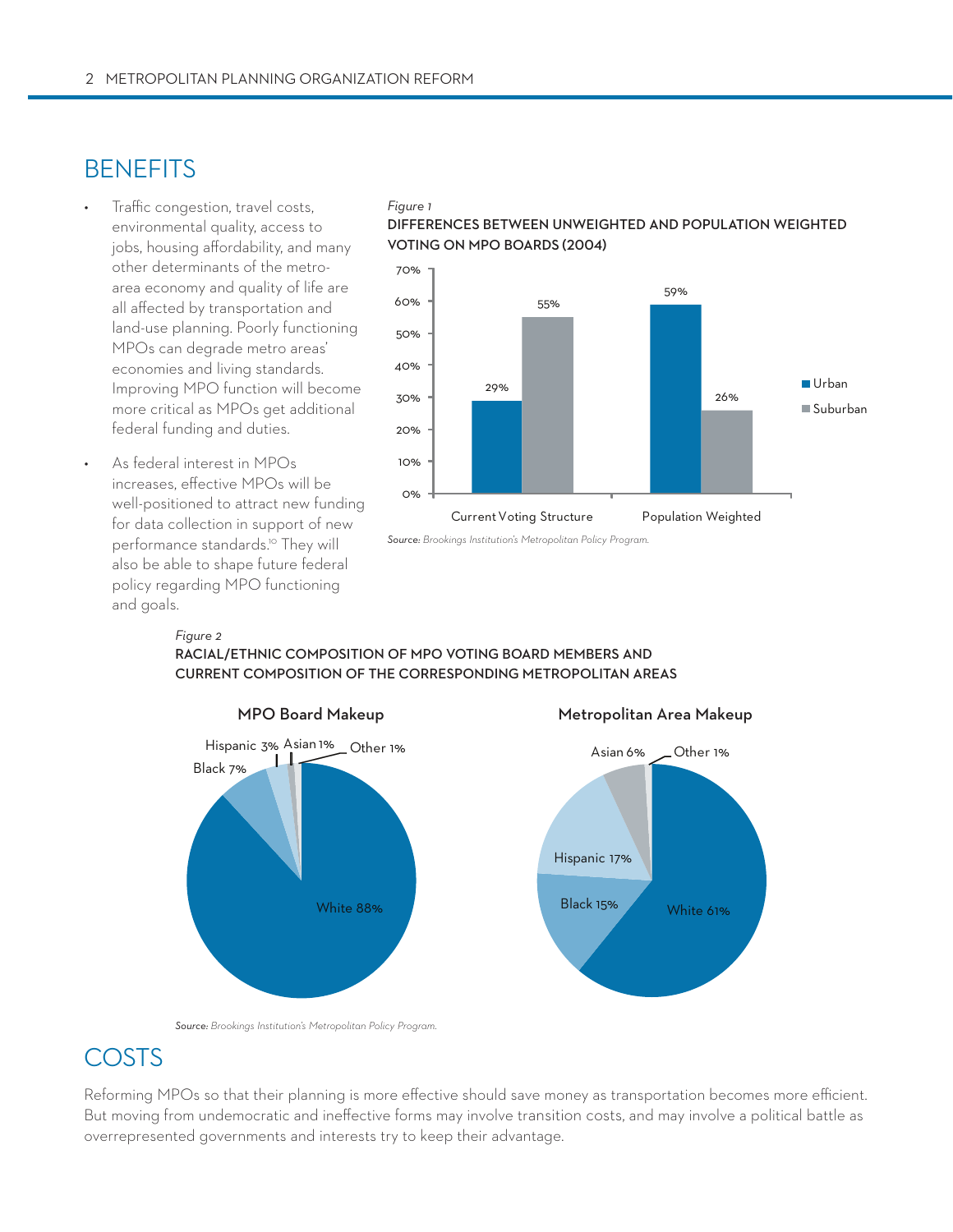## BENEFITS

- Traffic congestion, travel costs, environmental quality, access to jobs, housing affordability, and many other determinants of the metro-area economy and quality of life are all affected by transportation and land-use planning. Poorly functioning MPOs can degrade metro areas' economies and living standards. Improving MPO function will become more critical as MPOs get additional federal funding and duties.
- As federal interest in MPOs increases, effective MPOs will be well-positioned to attract new funding for data collection in support of new performance standards.[10] They will also be able to shape future federal policy regarding MPO functioning and goals.

*Figure 1*

**DIFFERENCES BETWEEN UNWEIGHTED AND POPULATION WEIGHTED VOTING ON MPO BOARDS (2004)**

| | Urban | Suburban |
|---|---|---|
| Current Voting Structure | 29% | 55% |
| Population Weighted | 59% | 26% |

*Source: Brookings Institution's Metropolitan Policy Program.*

*Figure 2*

**RACIAL/ETHNIC COMPOSITION OF MPO VOTING BOARD MEMBERS AND CURRENT COMPOSITION OF THE CORRESPONDING METROPOLITAN AREAS**

| | MPO Board Makeup | Metropolitan Area Makeup |
|---|---|---|
| White | 88% | 61% |
| Black | 7% | 15% |
| Hispanic | 3% | 17% |
| Asian | 1% | 6% |
| Other | 1% | 1% |

*Source: Brookings Institution's Metropolitan Policy Program.*

## COSTS

Reforming MPOs so that their planning is more effective should save money as transportation becomes more efficient. But moving from undemocratic and ineffective forms may involve transition costs, and may involve a political battle as overrepresented governments and interests try to keep their advantage.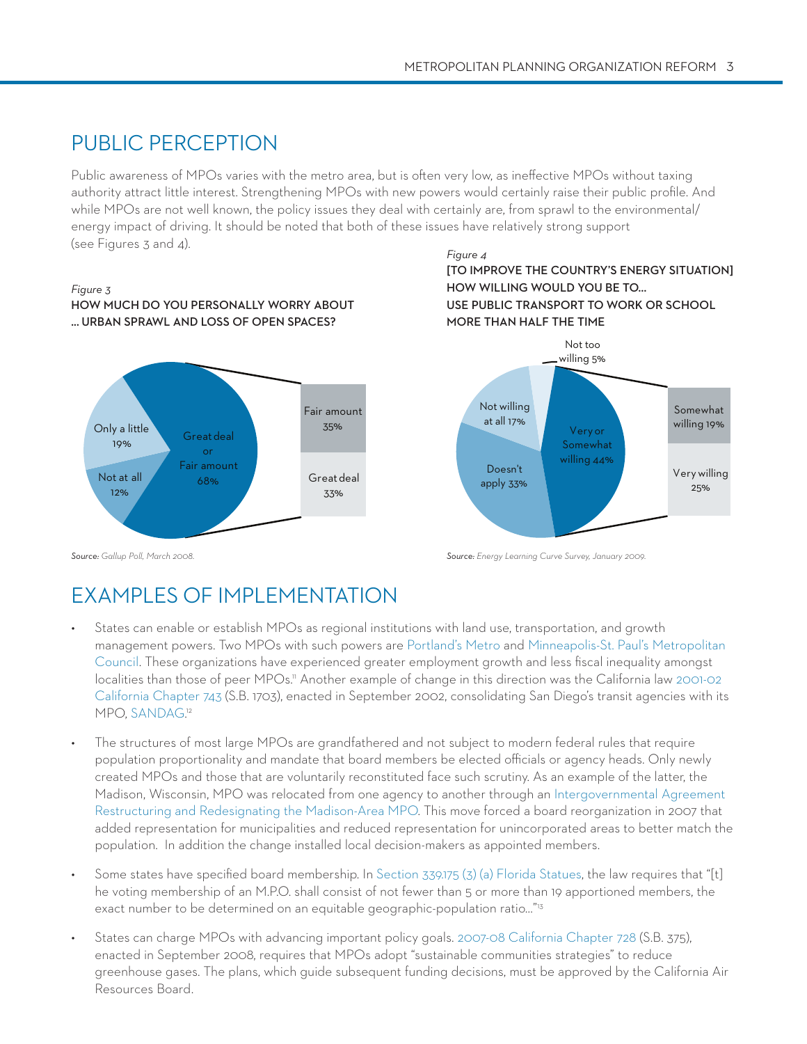## PUBLIC PERCEPTION

Public awareness of MPOs varies with the metro area, but is often very low, as ineffective MPOs without taxing authority attract little interest. Strengthening MPOs with new powers would certainly raise their public profile. And while MPOs are not well known, the policy issues they deal with certainly are, from sprawl to the environmental/energy impact of driving. It should be noted that both of these issues have relatively strong support (see Figures 3 and 4).

*Figure 3*

**HOW MUCH DO YOU PERSONALLY WORRY ABOUT ... URBAN SPRAWL AND LOSS OF OPEN SPACES?**

| Response | Share |
|---|---|
| Great deal or Fair amount | 68% |
| – Fair amount | 35% |
| – Great deal | 33% |
| Only a little | 19% |
| Not at all | 12% |

*Source: Gallup Poll, March 2008.*

*Figure 4*

**[TO IMPROVE THE COUNTRY'S ENERGY SITUATION] HOW WILLING WOULD YOU BE TO... USE PUBLIC TRANSPORT TO WORK OR SCHOOL MORE THAN HALF THE TIME**

| Response | Share |
|---|---|
| Very or Somewhat willing | 44% |
| – Somewhat willing | 19% |
| – Very willing | 25% |
| Not too willing | 5% |
| Not willing at all | 17% |
| Doesn't apply | 33% |

*Source: Energy Learning Curve Survey, January 2009.*

## EXAMPLES OF IMPLEMENTATION

- States can enable or establish MPOs as regional institutions with land use, transportation, and growth management powers. Two MPOs with such powers are Portland's Metro and Minneapolis-St. Paul's Metropolitan Council. These organizations have experienced greater employment growth and less fiscal inequality amongst localities than those of peer MPOs.[11] Another example of change in this direction was the California law 2001-02 California Chapter 743 (S.B. 1703), enacted in September 2002, consolidating San Diego's transit agencies with its MPO, SANDAG.[12]

- The structures of most large MPOs are grandfathered and not subject to modern federal rules that require population proportionality and mandate that board members be elected officials or agency heads. Only newly created MPOs and those that are voluntarily reconstituted face such scrutiny. As an example of the latter, the Madison, Wisconsin, MPO was relocated from one agency to another through an Intergovernmental Agreement Restructuring and Redesignating the Madison-Area MPO. This move forced a board reorganization in 2007 that added representation for municipalities and reduced representation for unincorporated areas to better match the population. In addition the change installed local decision-makers as appointed members.

- Some states have specified board membership. In Section 339.175 (3) (a) Florida Statues, the law requires that "[t]he voting membership of an M.P.O. shall consist of not fewer than 5 or more than 19 apportioned members, the exact number to be determined on an equitable geographic-population ratio..."[13]

- States can charge MPOs with advancing important policy goals. 2007-08 California Chapter 728 (S.B. 375), enacted in September 2008, requires that MPOs adopt "sustainable communities strategies" to reduce greenhouse gases. The plans, which guide subsequent funding decisions, must be approved by the California Air Resources Board.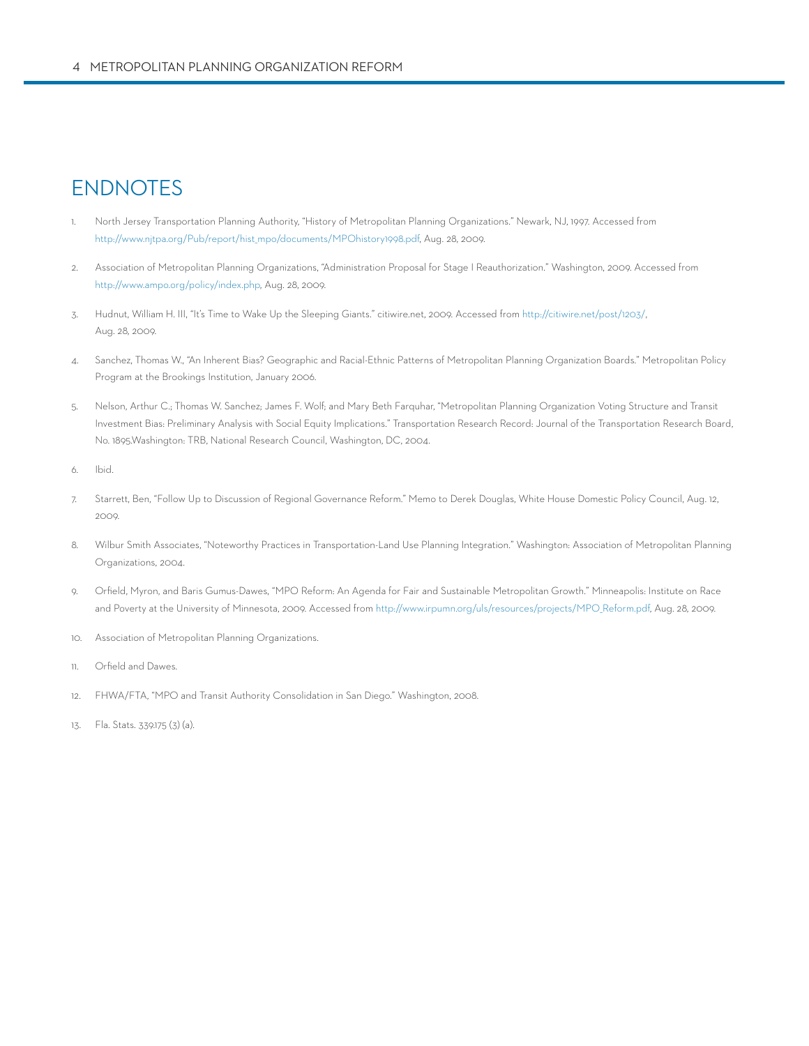## ENDNOTES

1. North Jersey Transportation Planning Authority, "History of Metropolitan Planning Organizations." Newark, NJ, 1997. Accessed from http://www.njtpa.org/Pub/report/hist_mpo/documents/MPOhistory1998.pdf, Aug. 28, 2009.

2. Association of Metropolitan Planning Organizations, "Administration Proposal for Stage I Reauthorization." Washington, 2009. Accessed from http://www.ampo.org/policy/index.php, Aug. 28, 2009.

3. Hudnut, William H. III, "It's Time to Wake Up the Sleeping Giants." citiwire.net, 2009. Accessed from http://citiwire.net/post/1203/, Aug. 28, 2009.

4. Sanchez, Thomas W., "An Inherent Bias? Geographic and Racial-Ethnic Patterns of Metropolitan Planning Organization Boards." Metropolitan Policy Program at the Brookings Institution, January 2006.

5. Nelson, Arthur C.; Thomas W. Sanchez; James F. Wolf; and Mary Beth Farquhar, "Metropolitan Planning Organization Voting Structure and Transit Investment Bias: Preliminary Analysis with Social Equity Implications." Transportation Research Record: Journal of the Transportation Research Board, No. 1895.Washington: TRB, National Research Council, Washington, DC, 2004.

6. Ibid.

7. Starrett, Ben, "Follow Up to Discussion of Regional Governance Reform." Memo to Derek Douglas, White House Domestic Policy Council, Aug. 12, 2009.

8. Wilbur Smith Associates, "Noteworthy Practices in Transportation-Land Use Planning Integration." Washington: Association of Metropolitan Planning Organizations, 2004.

9. Orfield, Myron, and Baris Gumus-Dawes, "MPO Reform: An Agenda for Fair and Sustainable Metropolitan Growth." Minneapolis: Institute on Race and Poverty at the University of Minnesota, 2009. Accessed from http://www.irpumn.org/uls/resources/projects/MPO_Reform.pdf, Aug. 28, 2009.

10. Association of Metropolitan Planning Organizations.

11. Orfield and Dawes.

12. FHWA/FTA, "MPO and Transit Authority Consolidation in San Diego." Washington, 2008.

13. Fla. Stats. 339.175 (3) (a).